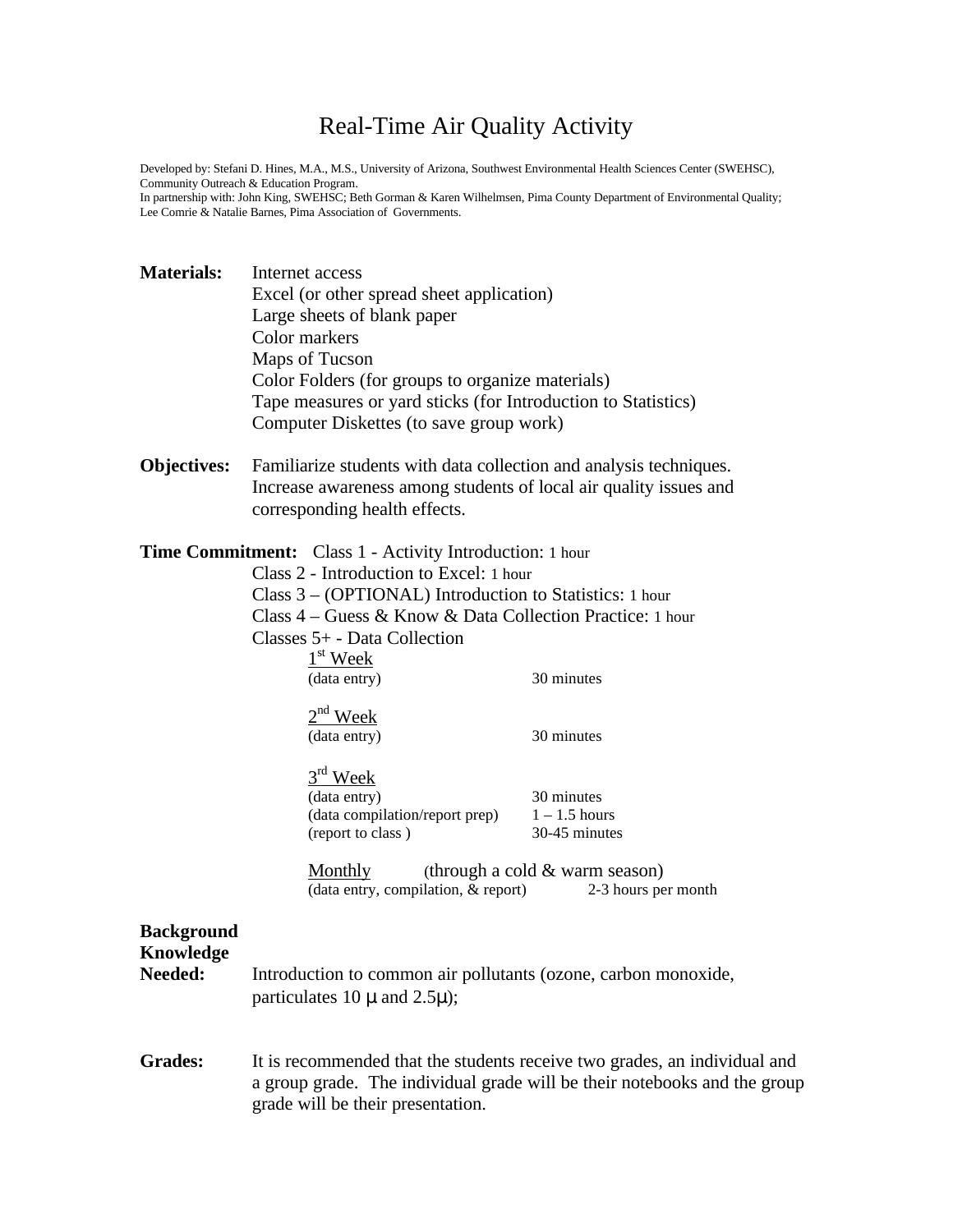# Real-Time Air Quality Activity

Developed by: Stefani D. Hines, M.A., M.S., University of Arizona, Southwest Environmental Health Sciences Center (SWEHSC), Community Outreach & Education Program.
In partnership with: John King, SWEHSC; Beth Gorman & Karen Wilhelmsen, Pima County Department of Environmental Quality; Lee Comrie & Natalie Barnes, Pima Association of Governments.

**Materials:**
- Internet access
- Excel (or other spread sheet application)
- Large sheets of blank paper
- Color markers
- Maps of Tucson
- Color Folders (for groups to organize materials)
- Tape measures or yard sticks (for Introduction to Statistics)
- Computer Diskettes (to save group work)

**Objectives:** Familiarize students with data collection and analysis techniques. Increase awareness among students of local air quality issues and corresponding health effects.

**Time Commitment:**

Class 1 - Activity Introduction: 1 hour
Class 2 - Introduction to Excel: 1 hour
Class 3 – (OPTIONAL) Introduction to Statistics: 1 hour
Class 4 – Guess & Know & Data Collection Practice: 1 hour
Classes 5+ - Data Collection

<u>1st Week</u>

| | |
|---|---|
| (data entry) | 30 minutes |

<u>2nd Week</u>

| | |
|---|---|
| (data entry) | 30 minutes |

<u>3rd Week</u>

| | |
|---|---|
| (data entry) | 30 minutes |
| (data compilation/report prep) | 1 – 1.5 hours |
| (report to class ) | 30-45 minutes |

<u>Monthly</u> (through a cold & warm season)

| | |
|---|---|
| (data entry, compilation, & report) | 2-3 hours per month |

**Background Knowledge Needed:** Introduction to common air pollutants (ozone, carbon monoxide, particulates 10 μ and 2.5μ);

**Grades:** It is recommended that the students receive two grades, an individual and a group grade. The individual grade will be their notebooks and the group grade will be their presentation.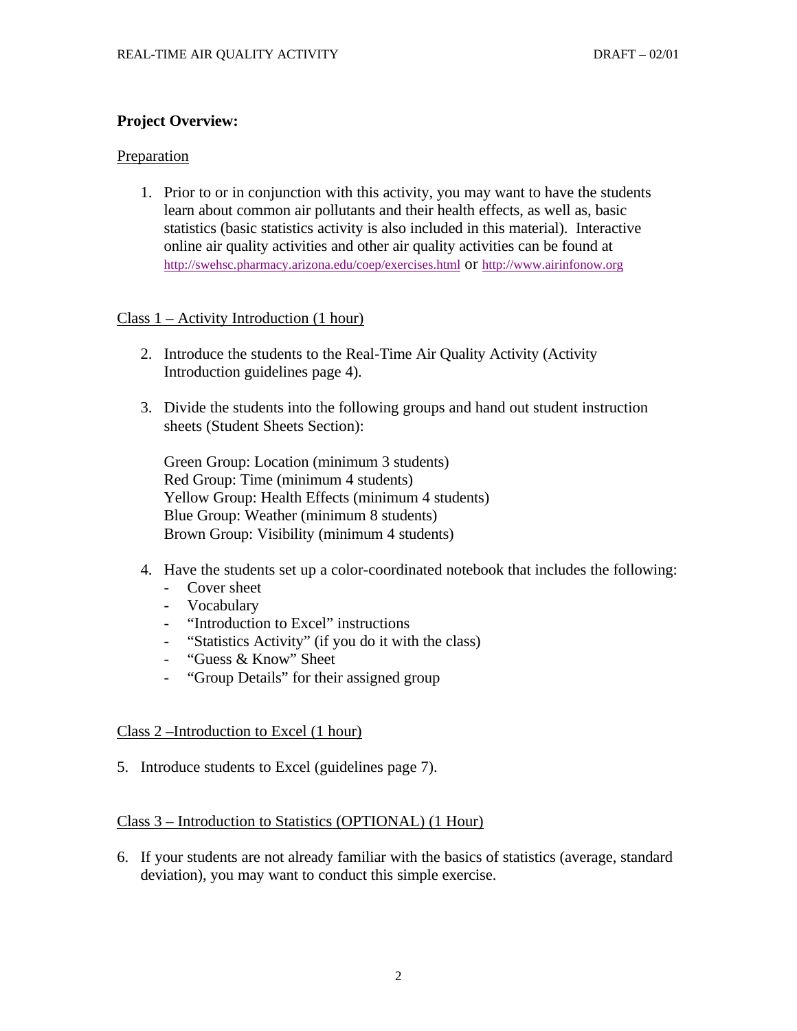## Project Overview:

Preparation

1. Prior to or in conjunction with this activity, you may want to have the students learn about common air pollutants and their health effects, as well as, basic statistics (basic statistics activity is also included in this material). Interactive online air quality activities and other air quality activities can be found at http://swehsc.pharmacy.arizona.edu/coep/exercises.html or http://www.airinfonow.org

Class 1 – Activity Introduction (1 hour)

2. Introduce the students to the Real-Time Air Quality Activity (Activity Introduction guidelines page 4).

3. Divide the students into the following groups and hand out student instruction sheets (Student Sheets Section):

   Green Group: Location (minimum 3 students)
   Red Group: Time (minimum 4 students)
   Yellow Group: Health Effects (minimum 4 students)
   Blue Group: Weather (minimum 8 students)
   Brown Group: Visibility (minimum 4 students)

4. Have the students set up a color-coordinated notebook that includes the following:
   - Cover sheet
   - Vocabulary
   - "Introduction to Excel" instructions
   - "Statistics Activity" (if you do it with the class)
   - "Guess & Know" Sheet
   - "Group Details" for their assigned group

Class 2 –Introduction to Excel (1 hour)

5. Introduce students to Excel (guidelines page 7).

Class 3 – Introduction to Statistics (OPTIONAL) (1 Hour)

6. If your students are not already familiar with the basics of statistics (average, standard deviation), you may want to conduct this simple exercise.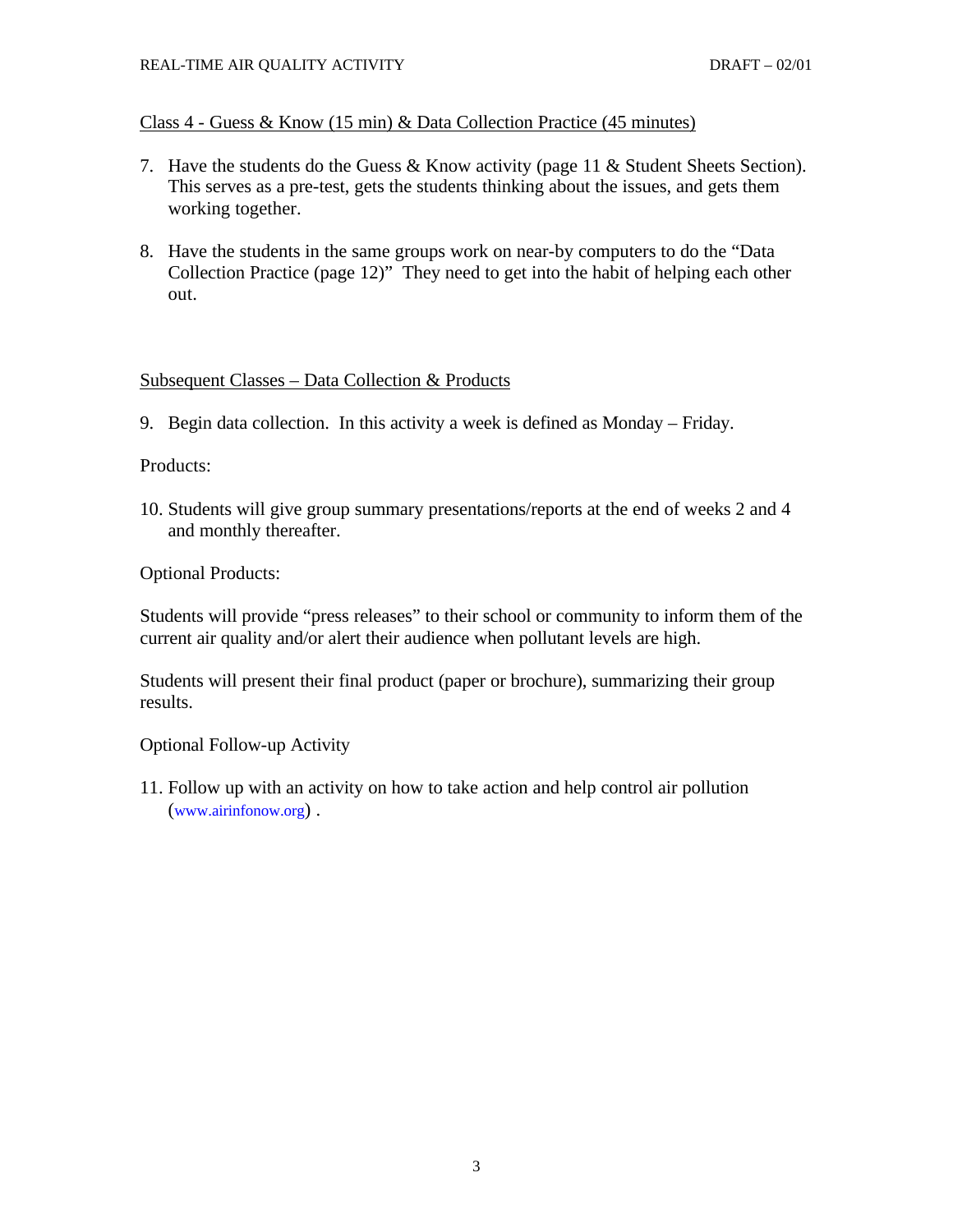Class 4 - Guess & Know (15 min) & Data Collection Practice (45 minutes)

7. Have the students do the Guess & Know activity (page 11 & Student Sheets Section). This serves as a pre-test, gets the students thinking about the issues, and gets them working together.

8. Have the students in the same groups work on near-by computers to do the "Data Collection Practice (page 12)" They need to get into the habit of helping each other out.

Subsequent Classes – Data Collection & Products

9. Begin data collection. In this activity a week is defined as Monday – Friday.

Products:

10. Students will give group summary presentations/reports at the end of weeks 2 and 4 and monthly thereafter.

Optional Products:

Students will provide "press releases" to their school or community to inform them of the current air quality and/or alert their audience when pollutant levels are high.

Students will present their final product (paper or brochure), summarizing their group results.

Optional Follow-up Activity

11. Follow up with an activity on how to take action and help control air pollution (www.airinfonow.org) .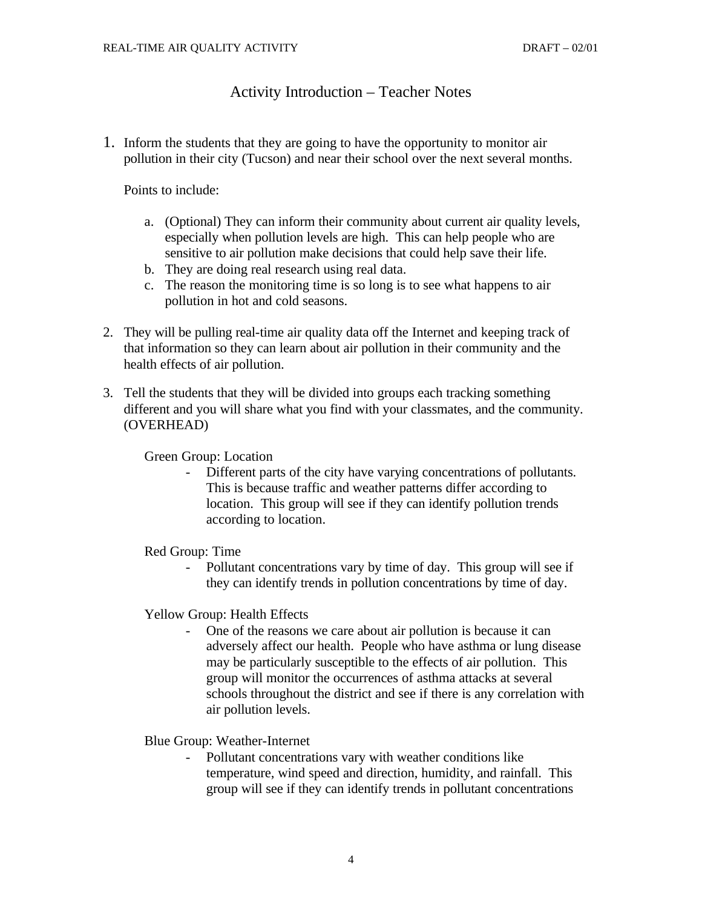# Activity Introduction – Teacher Notes

1. Inform the students that they are going to have the opportunity to monitor air pollution in their city (Tucson) and near their school over the next several months.

   Points to include:

   a. (Optional) They can inform their community about current air quality levels, especially when pollution levels are high. This can help people who are sensitive to air pollution make decisions that could help save their life.
   b. They are doing real research using real data.
   c. The reason the monitoring time is so long is to see what happens to air pollution in hot and cold seasons.

2. They will be pulling real-time air quality data off the Internet and keeping track of that information so they can learn about air pollution in their community and the health effects of air pollution.

3. Tell the students that they will be divided into groups each tracking something different and you will share what you find with your classmates, and the community. (OVERHEAD)

   Green Group: Location

   - Different parts of the city have varying concentrations of pollutants. This is because traffic and weather patterns differ according to location. This group will see if they can identify pollution trends according to location.

   Red Group: Time

   - Pollutant concentrations vary by time of day. This group will see if they can identify trends in pollution concentrations by time of day.

   Yellow Group: Health Effects

   - One of the reasons we care about air pollution is because it can adversely affect our health. People who have asthma or lung disease may be particularly susceptible to the effects of air pollution. This group will monitor the occurrences of asthma attacks at several schools throughout the district and see if there is any correlation with air pollution levels.

   Blue Group: Weather-Internet

   - Pollutant concentrations vary with weather conditions like temperature, wind speed and direction, humidity, and rainfall. This group will see if they can identify trends in pollutant concentrations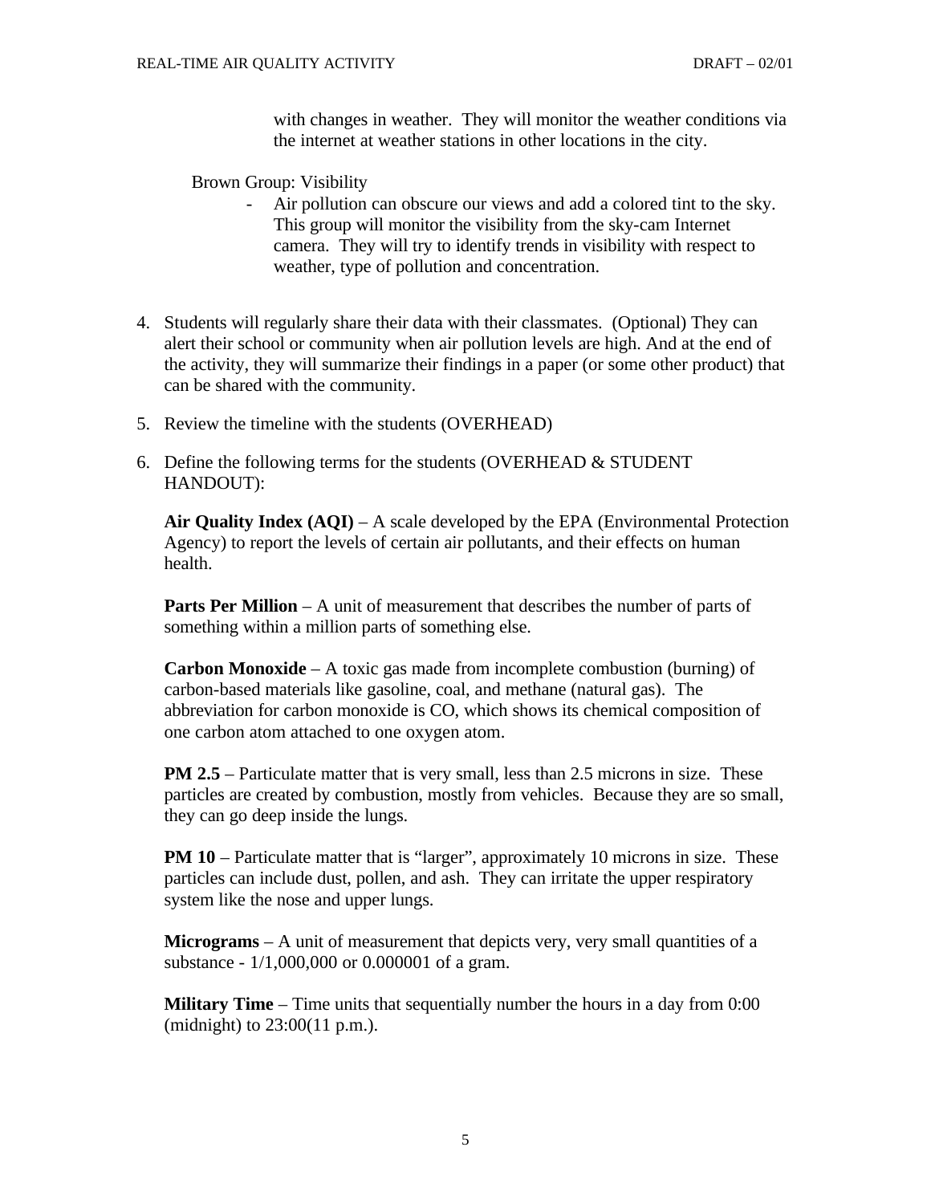with changes in weather. They will monitor the weather conditions via the internet at weather stations in other locations in the city.

Brown Group: Visibility

- Air pollution can obscure our views and add a colored tint to the sky. This group will monitor the visibility from the sky-cam Internet camera. They will try to identify trends in visibility with respect to weather, type of pollution and concentration.

4. Students will regularly share their data with their classmates. (Optional) They can alert their school or community when air pollution levels are high. And at the end of the activity, they will summarize their findings in a paper (or some other product) that can be shared with the community.

5. Review the timeline with the students (OVERHEAD)

6. Define the following terms for the students (OVERHEAD & STUDENT HANDOUT):

   **Air Quality Index (AQI)** – A scale developed by the EPA (Environmental Protection Agency) to report the levels of certain air pollutants, and their effects on human health.

   **Parts Per Million** – A unit of measurement that describes the number of parts of something within a million parts of something else.

   **Carbon Monoxide** – A toxic gas made from incomplete combustion (burning) of carbon-based materials like gasoline, coal, and methane (natural gas). The abbreviation for carbon monoxide is CO, which shows its chemical composition of one carbon atom attached to one oxygen atom.

   **PM 2.5** – Particulate matter that is very small, less than 2.5 microns in size. These particles are created by combustion, mostly from vehicles. Because they are so small, they can go deep inside the lungs.

   **PM 10** – Particulate matter that is "larger", approximately 10 microns in size. These particles can include dust, pollen, and ash. They can irritate the upper respiratory system like the nose and upper lungs.

   **Micrograms** – A unit of measurement that depicts very, very small quantities of a substance - 1/1,000,000 or 0.000001 of a gram.

   **Military Time** – Time units that sequentially number the hours in a day from 0:00 (midnight) to 23:00(11 p.m.).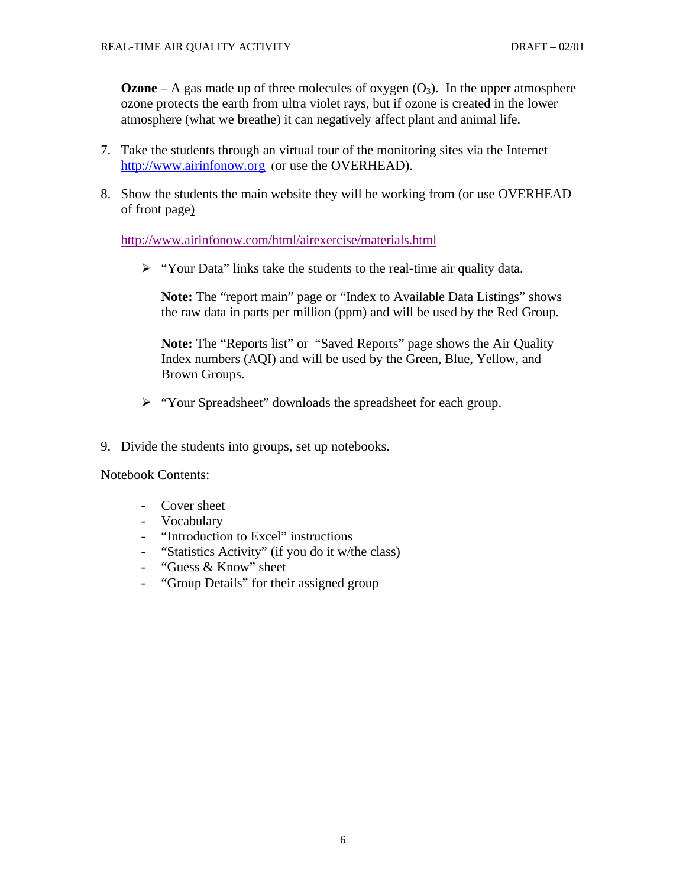**Ozone** – A gas made up of three molecules of oxygen ($O_3$). In the upper atmosphere ozone protects the earth from ultra violet rays, but if ozone is created in the lower atmosphere (what we breathe) it can negatively affect plant and animal life.

7. Take the students through an virtual tour of the monitoring sites via the Internet http://www.airinfonow.org (or use the OVERHEAD).

8. Show the students the main website they will be working from (or use OVERHEAD of front page)

   http://www.airinfonow.com/html/airexercise/materials.html

   - "Your Data" links take the students to the real-time air quality data.

     **Note:** The "report main" page or "Index to Available Data Listings" shows the raw data in parts per million (ppm) and will be used by the Red Group.

     **Note:** The "Reports list" or "Saved Reports" page shows the Air Quality Index numbers (AQI) and will be used by the Green, Blue, Yellow, and Brown Groups.

   - "Your Spreadsheet" downloads the spreadsheet for each group.

9. Divide the students into groups, set up notebooks.

Notebook Contents:

- Cover sheet
- Vocabulary
- "Introduction to Excel" instructions
- "Statistics Activity" (if you do it w/the class)
- "Guess & Know" sheet
- "Group Details" for their assigned group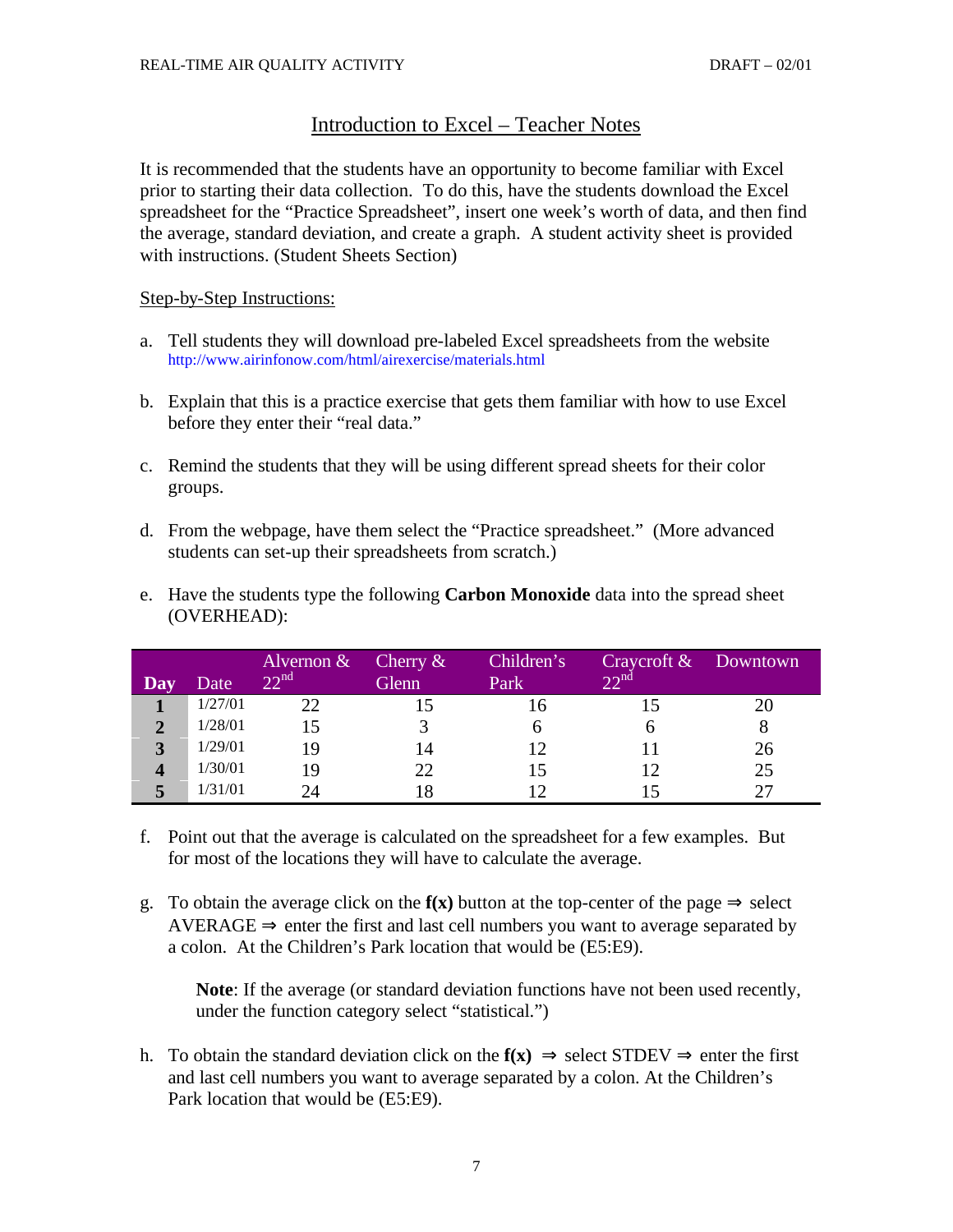## Introduction to Excel – Teacher Notes

It is recommended that the students have an opportunity to become familiar with Excel prior to starting their data collection. To do this, have the students download the Excel spreadsheet for the "Practice Spreadsheet", insert one week's worth of data, and then find the average, standard deviation, and create a graph. A student activity sheet is provided with instructions. (Student Sheets Section)

Step-by-Step Instructions:

a. Tell students they will download pre-labeled Excel spreadsheets from the website http://www.airinfonow.com/html/airexercise/materials.html

b. Explain that this is a practice exercise that gets them familiar with how to use Excel before they enter their "real data."

c. Remind the students that they will be using different spread sheets for their color groups.

d. From the webpage, have them select the "Practice spreadsheet." (More advanced students can set-up their spreadsheets from scratch.)

e. Have the students type the following **Carbon Monoxide** data into the spread sheet (OVERHEAD):

| Day | Date | Alvernon & 22nd | Cherry & Glenn | Children's Park | Craycroft & 22nd | Downtown |
|---|---|---|---|---|---|---|
| **1** | 1/27/01 | 22 | 15 | 16 | 15 | 20 |
| **2** | 1/28/01 | 15 | 3 | 6 | 6 | 8 |
| **3** | 1/29/01 | 19 | 14 | 12 | 11 | 26 |
| **4** | 1/30/01 | 19 | 22 | 15 | 12 | 25 |
| **5** | 1/31/01 | 24 | 18 | 12 | 15 | 27 |

f. Point out that the average is calculated on the spreadsheet for a few examples. But for most of the locations they will have to calculate the average.

g. To obtain the average click on the **f(x)** button at the top-center of the page ⇒ select AVERAGE ⇒ enter the first and last cell numbers you want to average separated by a colon. At the Children's Park location that would be (E5:E9).

   **Note**: If the average (or standard deviation functions have not been used recently, under the function category select "statistical.")

h. To obtain the standard deviation click on the **f(x)** ⇒ select STDEV ⇒ enter the first and last cell numbers you want to average separated by a colon. At the Children's Park location that would be (E5:E9).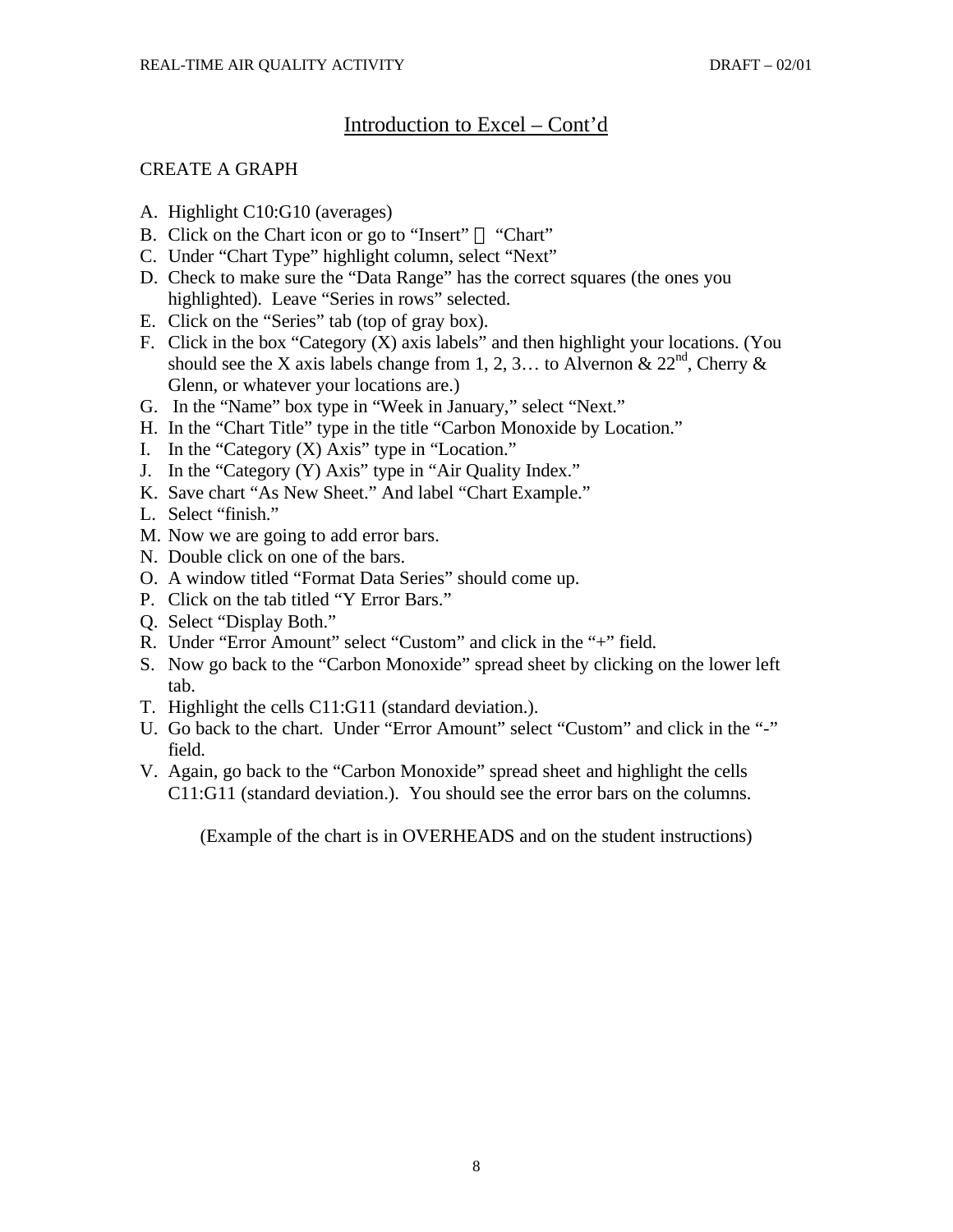## Introduction to Excel – Cont'd

CREATE A GRAPH

A. Highlight C10:G10 (averages)
B. Click on the Chart icon or go to "Insert" → "Chart"
C. Under "Chart Type" highlight column, select "Next"
D. Check to make sure the "Data Range" has the correct squares (the ones you highlighted). Leave "Series in rows" selected.
E. Click on the "Series" tab (top of gray box).
F. Click in the box "Category (X) axis labels" and then highlight your locations. (You should see the X axis labels change from 1, 2, 3… to Alvernon & 22nd, Cherry & Glenn, or whatever your locations are.)
G. In the "Name" box type in "Week in January," select "Next."
H. In the "Chart Title" type in the title "Carbon Monoxide by Location."
I. In the "Category (X) Axis" type in "Location."
J. In the "Category (Y) Axis" type in "Air Quality Index."
K. Save chart "As New Sheet." And label "Chart Example."
L. Select "finish."
M. Now we are going to add error bars.
N. Double click on one of the bars.
O. A window titled "Format Data Series" should come up.
P. Click on the tab titled "Y Error Bars."
Q. Select "Display Both."
R. Under "Error Amount" select "Custom" and click in the "+" field.
S. Now go back to the "Carbon Monoxide" spread sheet by clicking on the lower left tab.
T. Highlight the cells C11:G11 (standard deviation.).
U. Go back to the chart. Under "Error Amount" select "Custom" and click in the "-" field.
V. Again, go back to the "Carbon Monoxide" spread sheet and highlight the cells C11:G11 (standard deviation.). You should see the error bars on the columns.

(Example of the chart is in OVERHEADS and on the student instructions)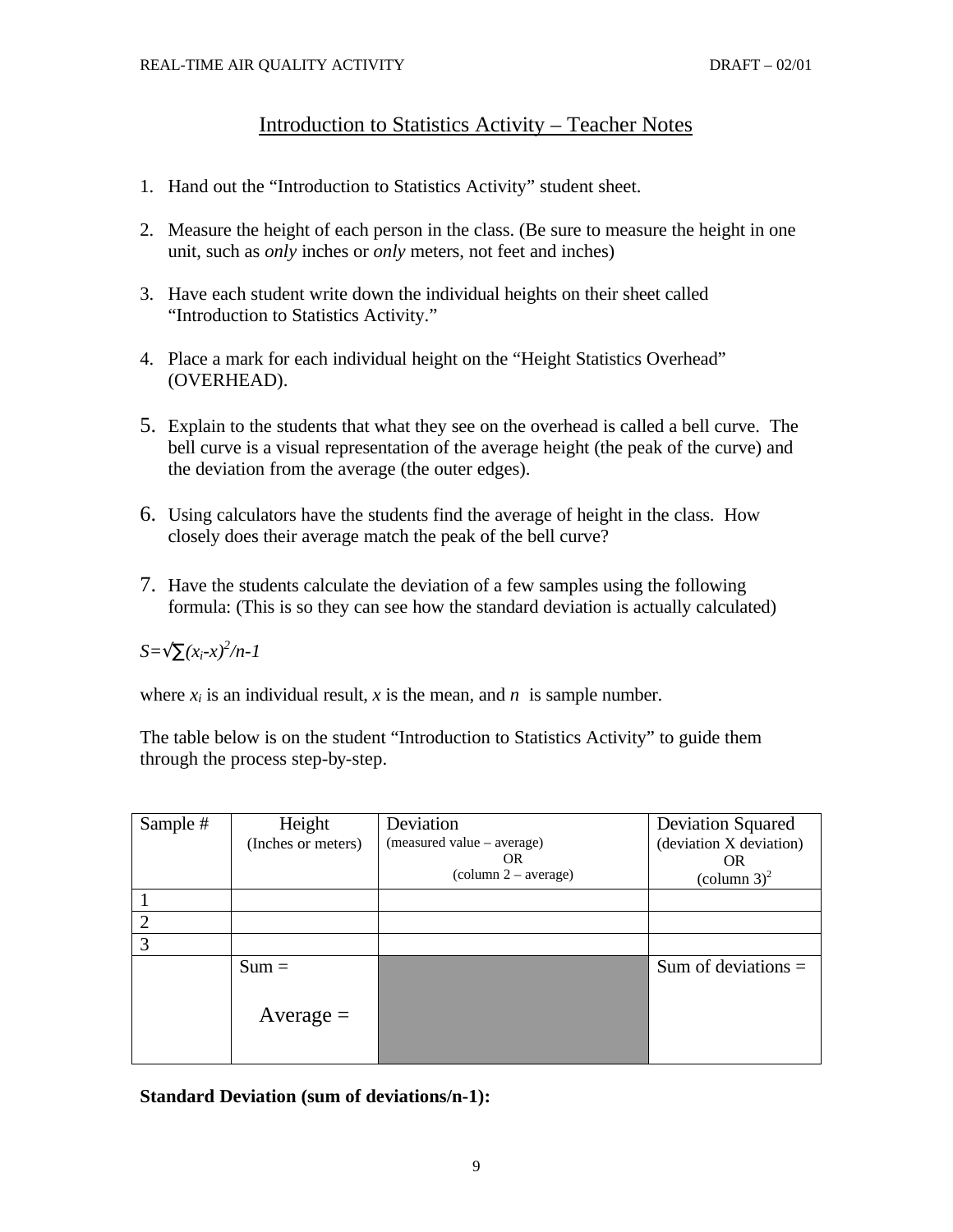## Introduction to Statistics Activity – Teacher Notes

1. Hand out the "Introduction to Statistics Activity" student sheet.

2. Measure the height of each person in the class. (Be sure to measure the height in one unit, such as *only* inches or *only* meters, not feet and inches)

3. Have each student write down the individual heights on their sheet called "Introduction to Statistics Activity."

4. Place a mark for each individual height on the "Height Statistics Overhead" (OVERHEAD).

5. Explain to the students that what they see on the overhead is called a bell curve. The bell curve is a visual representation of the average height (the peak of the curve) and the deviation from the average (the outer edges).

6. Using calculators have the students find the average of height in the class. How closely does their average match the peak of the bell curve?

7. Have the students calculate the deviation of a few samples using the following formula: (This is so they can see how the standard deviation is actually calculated)

$S=\sqrt{\sum(x_i\text{-}x)^2/n\text{-}1}$

where $x_i$ is an individual result, $x$ is the mean, and $n$ is sample number.

The table below is on the student "Introduction to Statistics Activity" to guide them through the process step-by-step.

| Sample # | Height (Inches or meters) | Deviation (measured value – average) OR (column 2 – average) | Deviation Squared (deviation X deviation) OR (column 3)$^2$ |
|---|---|---|---|
| 1 | | | |
| 2 | | | |
| 3 | | | |
| | Sum = <br><br> Average = | | Sum of deviations = |

**Standard Deviation (sum of deviations/n-1):**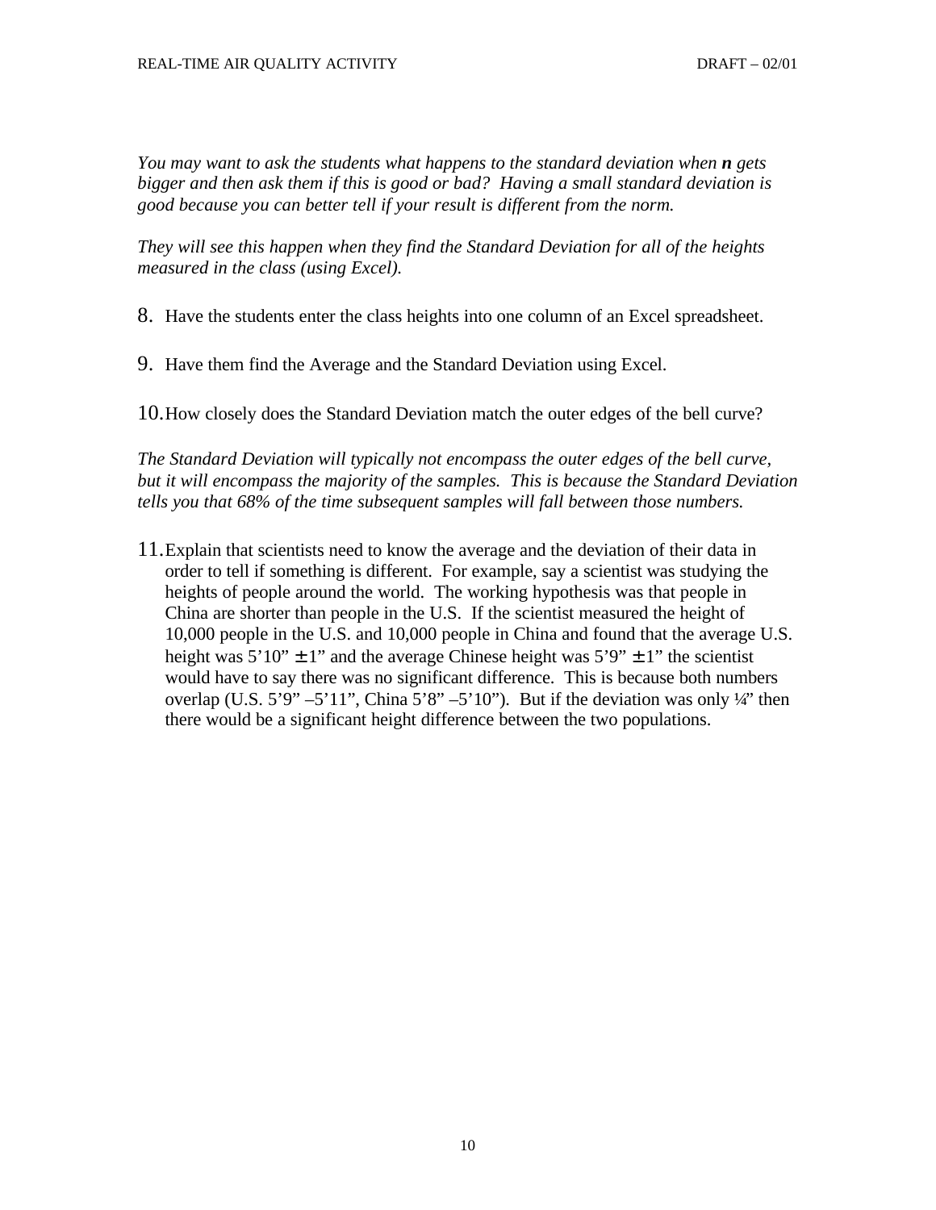*You may want to ask the students what happens to the standard deviation when **n** gets bigger and then ask them if this is good or bad? Having a small standard deviation is good because you can better tell if your result is different from the norm.*

*They will see this happen when they find the Standard Deviation for all of the heights measured in the class (using Excel).*

8. Have the students enter the class heights into one column of an Excel spreadsheet.

9. Have them find the Average and the Standard Deviation using Excel.

10. How closely does the Standard Deviation match the outer edges of the bell curve?

*The Standard Deviation will typically not encompass the outer edges of the bell curve, but it will encompass the majority of the samples. This is because the Standard Deviation tells you that 68% of the time subsequent samples will fall between those numbers.*

11. Explain that scientists need to know the average and the deviation of their data in order to tell if something is different. For example, say a scientist was studying the heights of people around the world. The working hypothesis was that people in China are shorter than people in the U.S. If the scientist measured the height of 10,000 people in the U.S. and 10,000 people in China and found that the average U.S. height was 5'10" ± 1" and the average Chinese height was 5'9" ± 1" the scientist would have to say there was no significant difference. This is because both numbers overlap (U.S. 5'9" –5'11", China 5'8" –5'10"). But if the deviation was only ¼" then there would be a significant height difference between the two populations.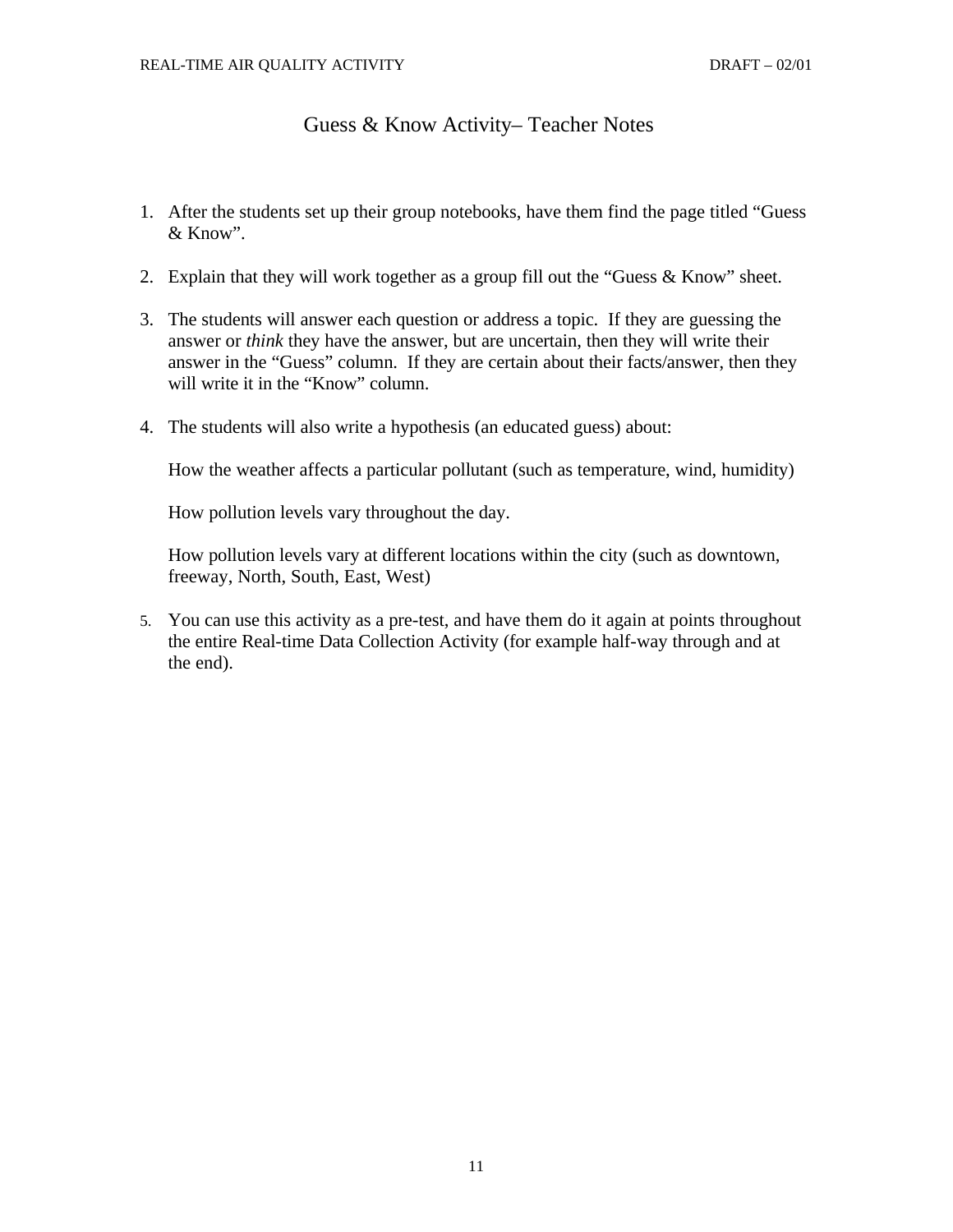# Guess & Know Activity– Teacher Notes

1. After the students set up their group notebooks, have them find the page titled "Guess & Know".

2. Explain that they will work together as a group fill out the "Guess & Know" sheet.

3. The students will answer each question or address a topic. If they are guessing the answer or *think* they have the answer, but are uncertain, then they will write their answer in the "Guess" column. If they are certain about their facts/answer, then they will write it in the "Know" column.

4. The students will also write a hypothesis (an educated guess) about:

   How the weather affects a particular pollutant (such as temperature, wind, humidity)

   How pollution levels vary throughout the day.

   How pollution levels vary at different locations within the city (such as downtown, freeway, North, South, East, West)

5. You can use this activity as a pre-test, and have them do it again at points throughout the entire Real-time Data Collection Activity (for example half-way through and at the end).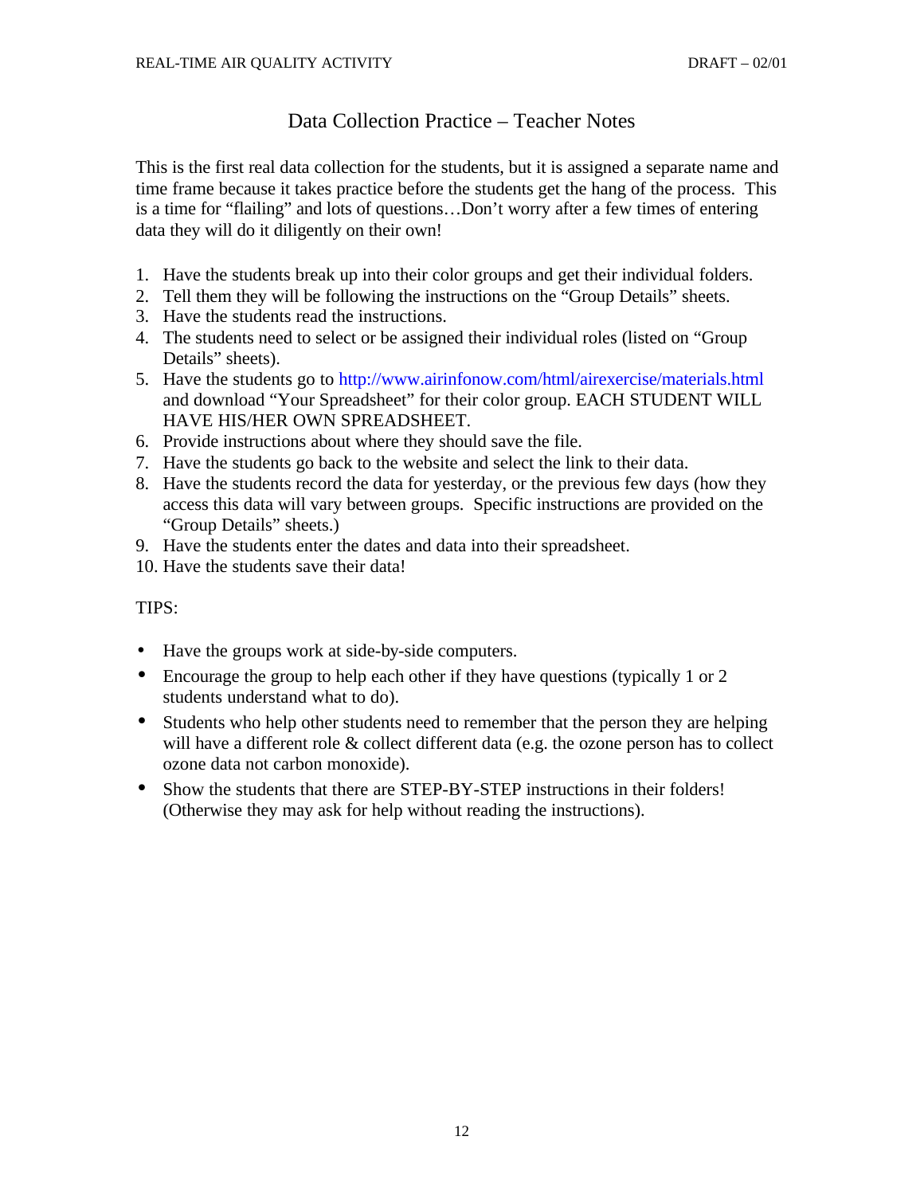# Data Collection Practice – Teacher Notes

This is the first real data collection for the students, but it is assigned a separate name and time frame because it takes practice before the students get the hang of the process. This is a time for "flailing" and lots of questions…Don't worry after a few times of entering data they will do it diligently on their own!

1. Have the students break up into their color groups and get their individual folders.
2. Tell them they will be following the instructions on the "Group Details" sheets.
3. Have the students read the instructions.
4. The students need to select or be assigned their individual roles (listed on "Group Details" sheets).
5. Have the students go to http://www.airinfonow.com/html/airexercise/materials.html and download "Your Spreadsheet" for their color group. EACH STUDENT WILL HAVE HIS/HER OWN SPREADSHEET.
6. Provide instructions about where they should save the file.
7. Have the students go back to the website and select the link to their data.
8. Have the students record the data for yesterday, or the previous few days (how they access this data will vary between groups. Specific instructions are provided on the "Group Details" sheets.)
9. Have the students enter the dates and data into their spreadsheet.
10. Have the students save their data!

TIPS:

- Have the groups work at side-by-side computers.
- Encourage the group to help each other if they have questions (typically 1 or 2 students understand what to do).
- Students who help other students need to remember that the person they are helping will have a different role & collect different data (e.g. the ozone person has to collect ozone data not carbon monoxide).
- Show the students that there are STEP-BY-STEP instructions in their folders! (Otherwise they may ask for help without reading the instructions).